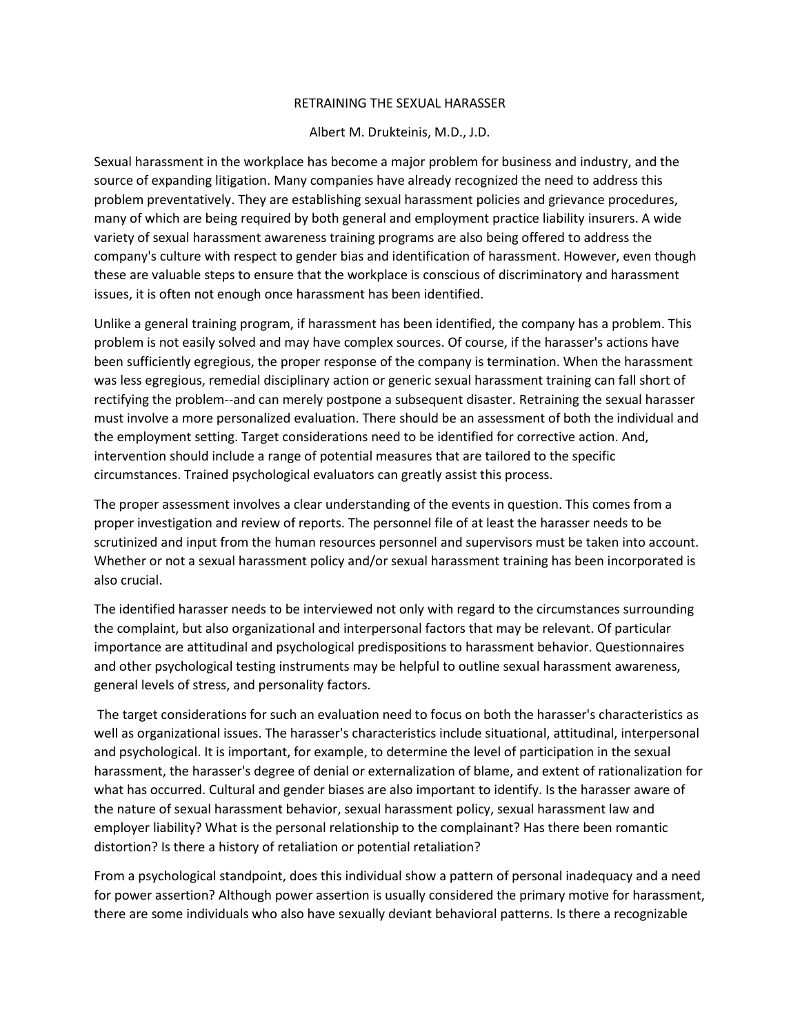# RETRAINING THE SEXUAL HARASSER

Albert M. Drukteinis, M.D., J.D.

Sexual harassment in the workplace has become a major problem for business and industry, and the source of expanding litigation. Many companies have already recognized the need to address this problem preventatively. They are establishing sexual harassment policies and grievance procedures, many of which are being required by both general and employment practice liability insurers. A wide variety of sexual harassment awareness training programs are also being offered to address the company's culture with respect to gender bias and identification of harassment. However, even though these are valuable steps to ensure that the workplace is conscious of discriminatory and harassment issues, it is often not enough once harassment has been identified.

Unlike a general training program, if harassment has been identified, the company has a problem. This problem is not easily solved and may have complex sources. Of course, if the harasser's actions have been sufficiently egregious, the proper response of the company is termination. When the harassment was less egregious, remedial disciplinary action or generic sexual harassment training can fall short of rectifying the problem--and can merely postpone a subsequent disaster. Retraining the sexual harasser must involve a more personalized evaluation. There should be an assessment of both the individual and the employment setting. Target considerations need to be identified for corrective action. And, intervention should include a range of potential measures that are tailored to the specific circumstances. Trained psychological evaluators can greatly assist this process.

The proper assessment involves a clear understanding of the events in question. This comes from a proper investigation and review of reports. The personnel file of at least the harasser needs to be scrutinized and input from the human resources personnel and supervisors must be taken into account. Whether or not a sexual harassment policy and/or sexual harassment training has been incorporated is also crucial.

The identified harasser needs to be interviewed not only with regard to the circumstances surrounding the complaint, but also organizational and interpersonal factors that may be relevant. Of particular importance are attitudinal and psychological predispositions to harassment behavior. Questionnaires and other psychological testing instruments may be helpful to outline sexual harassment awareness, general levels of stress, and personality factors.

The target considerations for such an evaluation need to focus on both the harasser's characteristics as well as organizational issues. The harasser's characteristics include situational, attitudinal, interpersonal and psychological. It is important, for example, to determine the level of participation in the sexual harassment, the harasser's degree of denial or externalization of blame, and extent of rationalization for what has occurred. Cultural and gender biases are also important to identify. Is the harasser aware of the nature of sexual harassment behavior, sexual harassment policy, sexual harassment law and employer liability? What is the personal relationship to the complainant? Has there been romantic distortion? Is there a history of retaliation or potential retaliation?

From a psychological standpoint, does this individual show a pattern of personal inadequacy and a need for power assertion? Although power assertion is usually considered the primary motive for harassment, there are some individuals who also have sexually deviant behavioral patterns. Is there a recognizable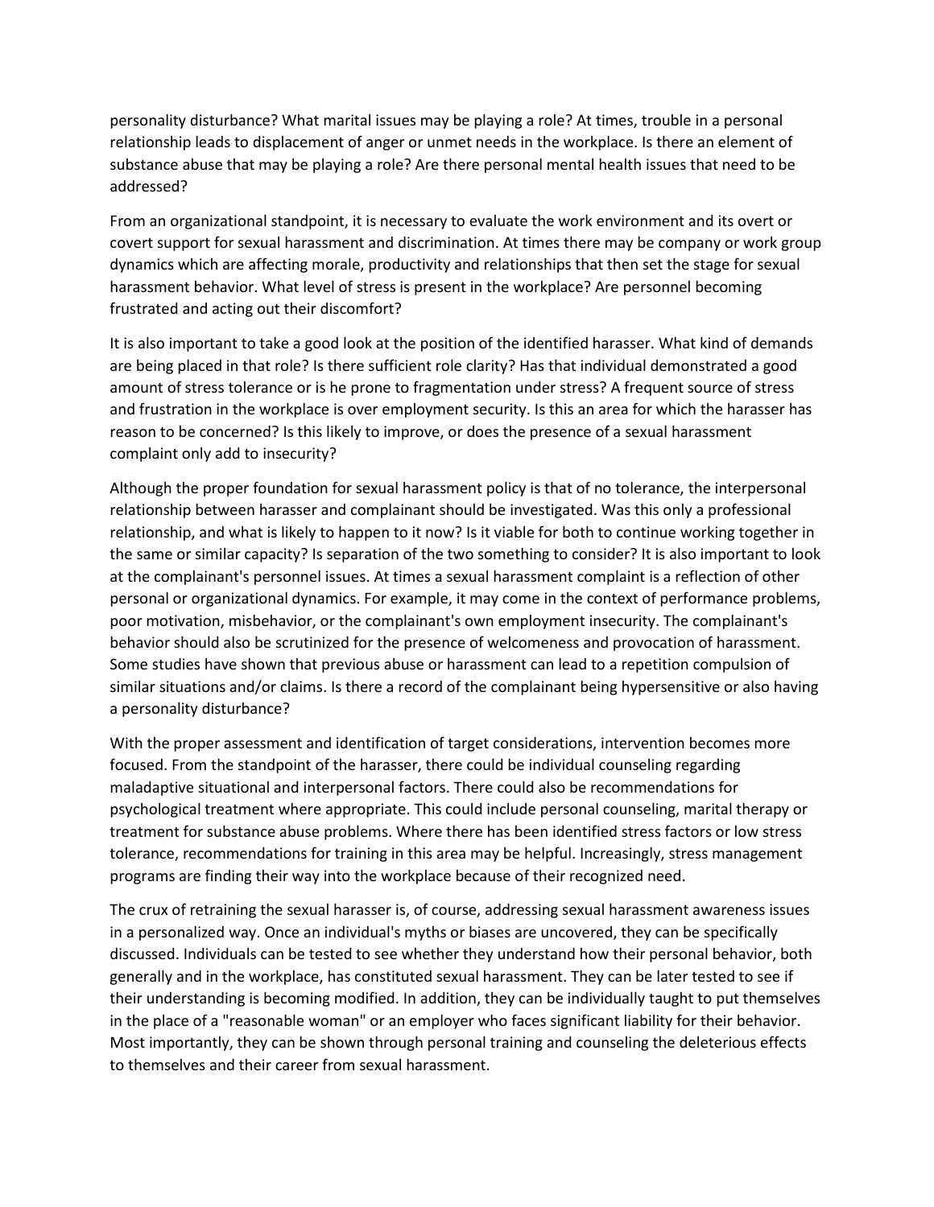personality disturbance? What marital issues may be playing a role? At times, trouble in a personal relationship leads to displacement of anger or unmet needs in the workplace. Is there an element of substance abuse that may be playing a role? Are there personal mental health issues that need to be addressed?

From an organizational standpoint, it is necessary to evaluate the work environment and its overt or covert support for sexual harassment and discrimination. At times there may be company or work group dynamics which are affecting morale, productivity and relationships that then set the stage for sexual harassment behavior. What level of stress is present in the workplace? Are personnel becoming frustrated and acting out their discomfort?

It is also important to take a good look at the position of the identified harasser. What kind of demands are being placed in that role? Is there sufficient role clarity? Has that individual demonstrated a good amount of stress tolerance or is he prone to fragmentation under stress? A frequent source of stress and frustration in the workplace is over employment security. Is this an area for which the harasser has reason to be concerned? Is this likely to improve, or does the presence of a sexual harassment complaint only add to insecurity?

Although the proper foundation for sexual harassment policy is that of no tolerance, the interpersonal relationship between harasser and complainant should be investigated. Was this only a professional relationship, and what is likely to happen to it now? Is it viable for both to continue working together in the same or similar capacity? Is separation of the two something to consider? It is also important to look at the complainant's personnel issues. At times a sexual harassment complaint is a reflection of other personal or organizational dynamics. For example, it may come in the context of performance problems, poor motivation, misbehavior, or the complainant's own employment insecurity. The complainant's behavior should also be scrutinized for the presence of welcomeness and provocation of harassment. Some studies have shown that previous abuse or harassment can lead to a repetition compulsion of similar situations and/or claims. Is there a record of the complainant being hypersensitive or also having a personality disturbance?

With the proper assessment and identification of target considerations, intervention becomes more focused. From the standpoint of the harasser, there could be individual counseling regarding maladaptive situational and interpersonal factors. There could also be recommendations for psychological treatment where appropriate. This could include personal counseling, marital therapy or treatment for substance abuse problems. Where there has been identified stress factors or low stress tolerance, recommendations for training in this area may be helpful. Increasingly, stress management programs are finding their way into the workplace because of their recognized need.

The crux of retraining the sexual harasser is, of course, addressing sexual harassment awareness issues in a personalized way. Once an individual's myths or biases are uncovered, they can be specifically discussed. Individuals can be tested to see whether they understand how their personal behavior, both generally and in the workplace, has constituted sexual harassment. They can be later tested to see if their understanding is becoming modified. In addition, they can be individually taught to put themselves in the place of a "reasonable woman" or an employer who faces significant liability for their behavior. Most importantly, they can be shown through personal training and counseling the deleterious effects to themselves and their career from sexual harassment.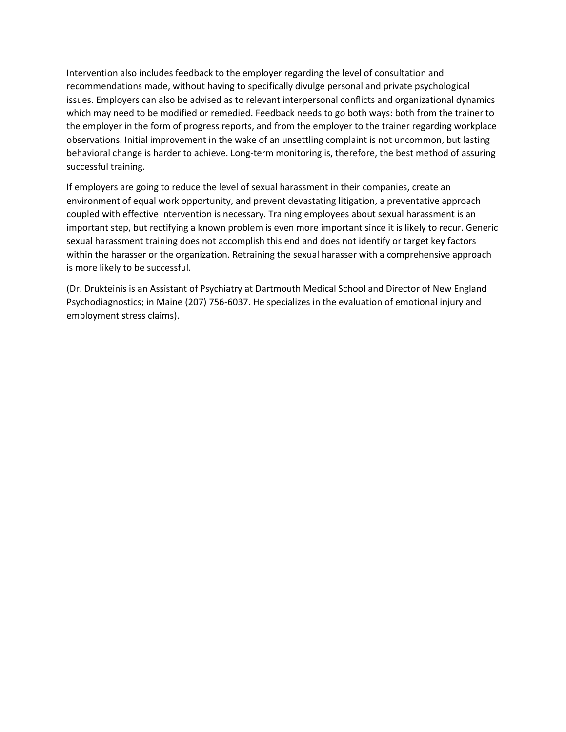Intervention also includes feedback to the employer regarding the level of consultation and recommendations made, without having to specifically divulge personal and private psychological issues. Employers can also be advised as to relevant interpersonal conflicts and organizational dynamics which may need to be modified or remedied. Feedback needs to go both ways: both from the trainer to the employer in the form of progress reports, and from the employer to the trainer regarding workplace observations. Initial improvement in the wake of an unsettling complaint is not uncommon, but lasting behavioral change is harder to achieve. Long-term monitoring is, therefore, the best method of assuring successful training.

If employers are going to reduce the level of sexual harassment in their companies, create an environment of equal work opportunity, and prevent devastating litigation, a preventative approach coupled with effective intervention is necessary. Training employees about sexual harassment is an important step, but rectifying a known problem is even more important since it is likely to recur. Generic sexual harassment training does not accomplish this end and does not identify or target key factors within the harasser or the organization. Retraining the sexual harasser with a comprehensive approach is more likely to be successful.

(Dr. Drukteinis is an Assistant of Psychiatry at Dartmouth Medical School and Director of New England Psychodiagnostics; in Maine (207) 756-6037. He specializes in the evaluation of emotional injury and employment stress claims).